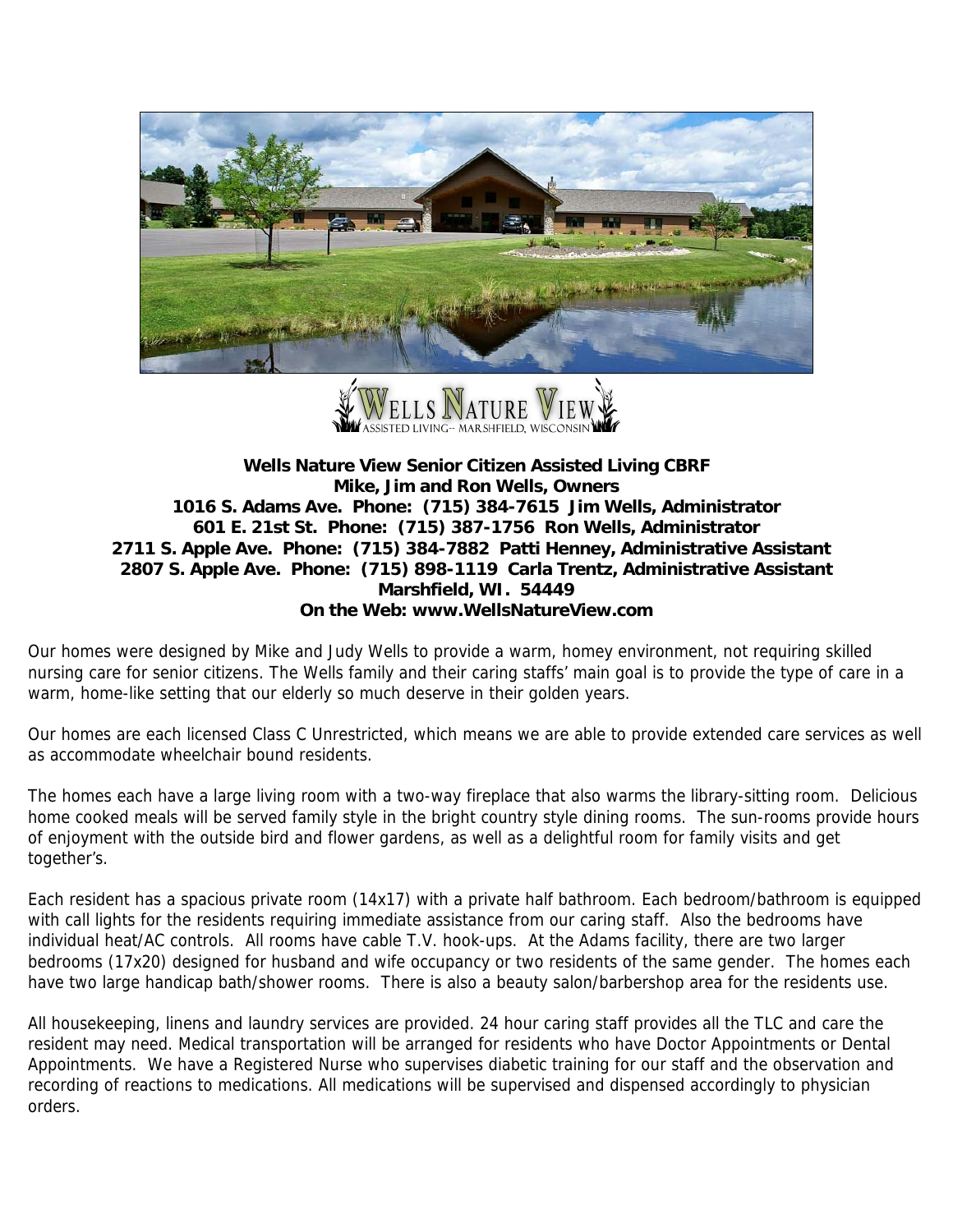**Wells Nature View Senior Citizen Assisted Living CBRF**
**Mike, Jim and Ron Wells, Owners**
**1016 S. Adams Ave. Phone: (715) 384-7615 Jim Wells, Administrator**
**601 E. 21st St. Phone: (715) 387-1756 Ron Wells, Administrator**
**2711 S. Apple Ave. Phone: (715) 384-7882 Patti Henney, Administrative Assistant**
**2807 S. Apple Ave. Phone: (715) 898-1119 Carla Trentz, Administrative Assistant**
**Marshfield, WI. 54449**
**On the Web: www.WellsNatureView.com**

Our homes were designed by Mike and Judy Wells to provide a warm, homey environment, not requiring skilled nursing care for senior citizens. The Wells family and their caring staffs' main goal is to provide the type of care in a warm, home-like setting that our elderly so much deserve in their golden years.

Our homes are each licensed Class C Unrestricted, which means we are able to provide extended care services as well as accommodate wheelchair bound residents.

The homes each have a large living room with a two-way fireplace that also warms the library-sitting room. Delicious home cooked meals will be served family style in the bright country style dining rooms. The sun-rooms provide hours of enjoyment with the outside bird and flower gardens, as well as a delightful room for family visits and get together's.

Each resident has a spacious private room (14x17) with a private half bathroom. Each bedroom/bathroom is equipped with call lights for the residents requiring immediate assistance from our caring staff. Also the bedrooms have individual heat/AC controls. All rooms have cable T.V. hook-ups. At the Adams facility, there are two larger bedrooms (17x20) designed for husband and wife occupancy or two residents of the same gender. The homes each have two large handicap bath/shower rooms. There is also a beauty salon/barbershop area for the residents use.

All housekeeping, linens and laundry services are provided. 24 hour caring staff provides all the TLC and care the resident may need. Medical transportation will be arranged for residents who have Doctor Appointments or Dental Appointments. We have a Registered Nurse who supervises diabetic training for our staff and the observation and recording of reactions to medications. All medications will be supervised and dispensed accordingly to physician orders.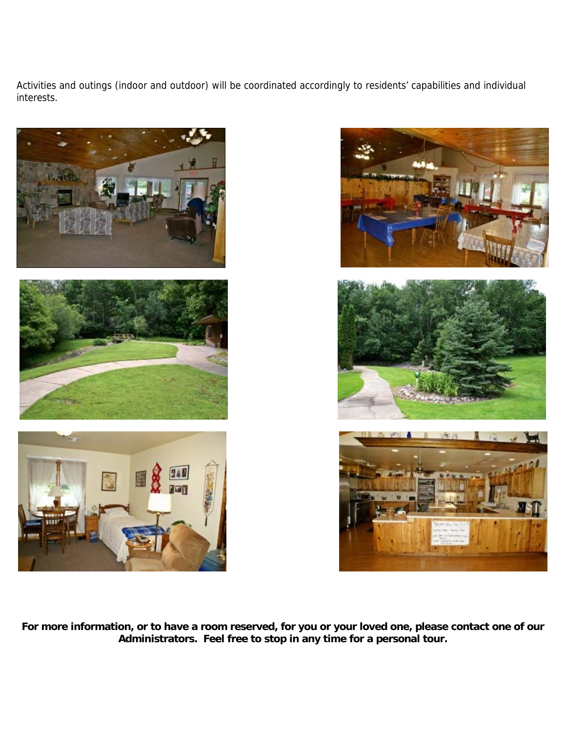Activities and outings (indoor and outdoor) will be coordinated accordingly to residents' capabilities and individual interests.

**For more information, or to have a room reserved, for you or your loved one, please contact one of our Administrators. Feel free to stop in any time for a personal tour.**